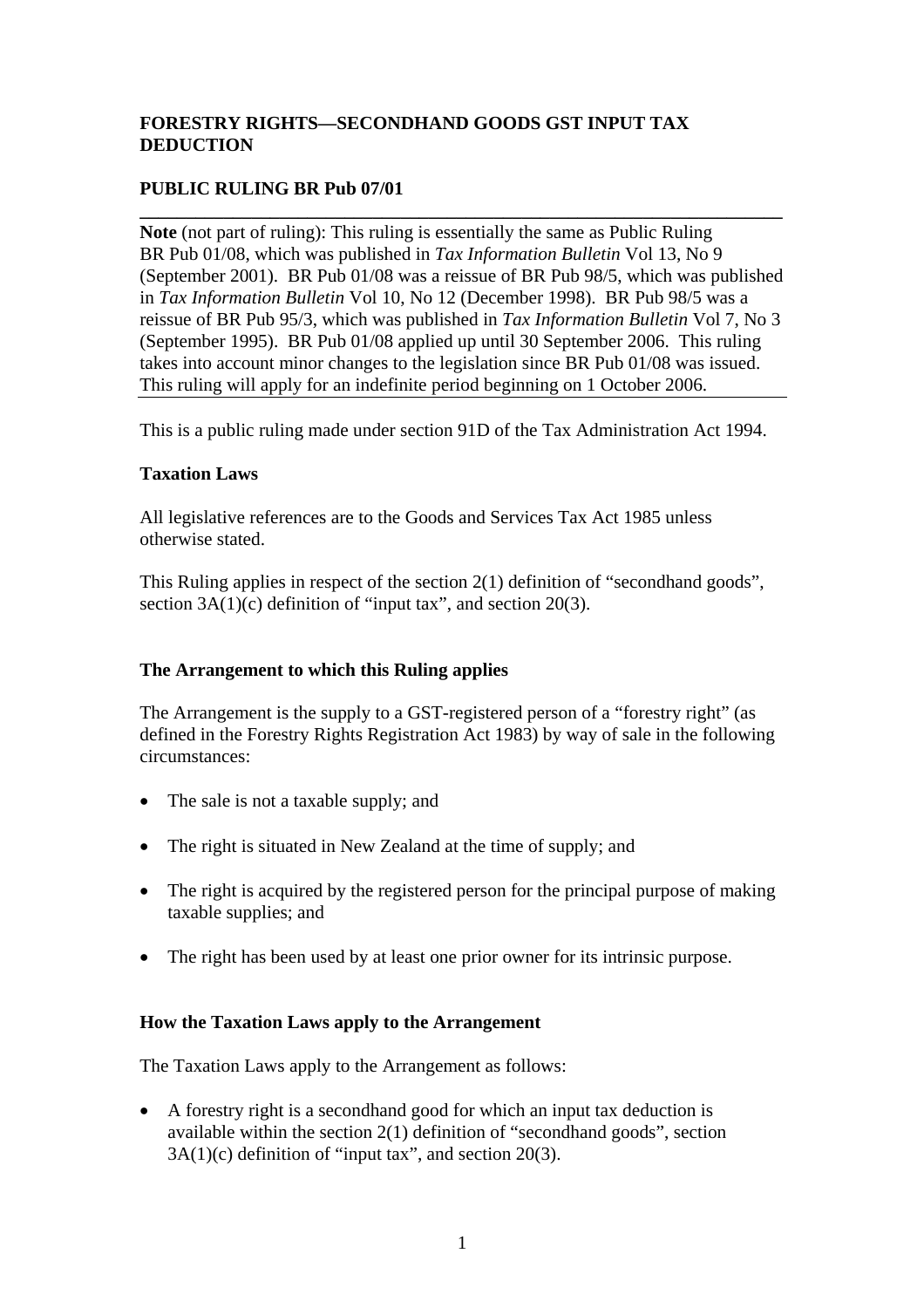**FORESTRY RIGHTS—SECONDHAND GOODS GST INPUT TAX DEDUCTION**

**PUBLIC RULING BR Pub 07/01**

---

**Note** (not part of ruling): This ruling is essentially the same as Public Ruling BR Pub 01/08, which was published in *Tax Information Bulletin* Vol 13, No 9 (September 2001). BR Pub 01/08 was a reissue of BR Pub 98/5, which was published in *Tax Information Bulletin* Vol 10, No 12 (December 1998). BR Pub 98/5 was a reissue of BR Pub 95/3, which was published in *Tax Information Bulletin* Vol 7, No 3 (September 1995). BR Pub 01/08 applied up until 30 September 2006. This ruling takes into account minor changes to the legislation since BR Pub 01/08 was issued. This ruling will apply for an indefinite period beginning on 1 October 2006.

---

This is a public ruling made under section 91D of the Tax Administration Act 1994.

**Taxation Laws**

All legislative references are to the Goods and Services Tax Act 1985 unless otherwise stated.

This Ruling applies in respect of the section 2(1) definition of "secondhand goods", section 3A(1)(c) definition of "input tax", and section 20(3).

**The Arrangement to which this Ruling applies**

The Arrangement is the supply to a GST-registered person of a "forestry right" (as defined in the Forestry Rights Registration Act 1983) by way of sale in the following circumstances:

- The sale is not a taxable supply; and
- The right is situated in New Zealand at the time of supply; and
- The right is acquired by the registered person for the principal purpose of making taxable supplies; and
- The right has been used by at least one prior owner for its intrinsic purpose.

**How the Taxation Laws apply to the Arrangement**

The Taxation Laws apply to the Arrangement as follows:

- A forestry right is a secondhand good for which an input tax deduction is available within the section 2(1) definition of "secondhand goods", section 3A(1)(c) definition of "input tax", and section 20(3).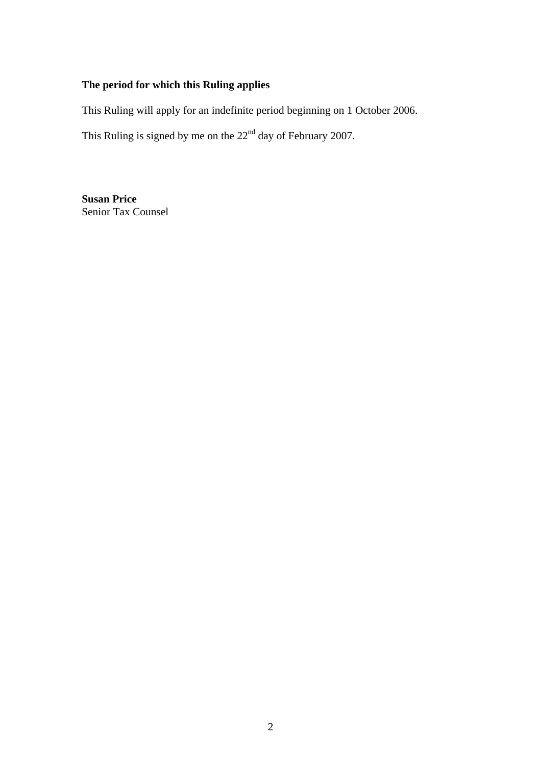**The period for which this Ruling applies**

This Ruling will apply for an indefinite period beginning on 1 October 2006.

This Ruling is signed by me on the 22nd day of February 2007.

**Susan Price**
Senior Tax Counsel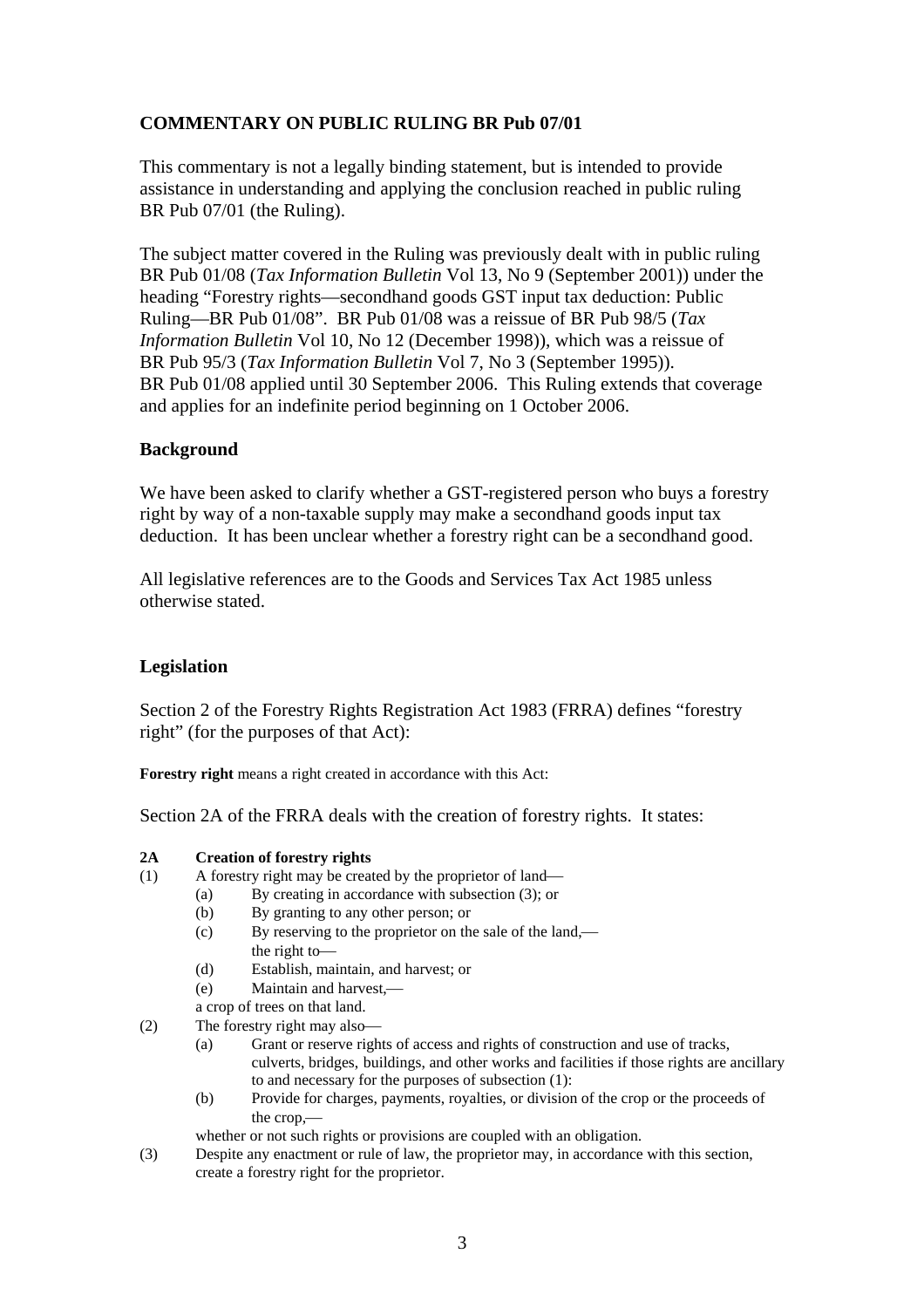## COMMENTARY ON PUBLIC RULING BR Pub 07/01

This commentary is not a legally binding statement, but is intended to provide assistance in understanding and applying the conclusion reached in public ruling BR Pub 07/01 (the Ruling).

The subject matter covered in the Ruling was previously dealt with in public ruling BR Pub 01/08 (*Tax Information Bulletin* Vol 13, No 9 (September 2001)) under the heading "Forestry rights—secondhand goods GST input tax deduction: Public Ruling—BR Pub 01/08". BR Pub 01/08 was a reissue of BR Pub 98/5 (*Tax Information Bulletin* Vol 10, No 12 (December 1998)), which was a reissue of BR Pub 95/3 (*Tax Information Bulletin* Vol 7, No 3 (September 1995)). BR Pub 01/08 applied until 30 September 2006. This Ruling extends that coverage and applies for an indefinite period beginning on 1 October 2006.

### Background

We have been asked to clarify whether a GST-registered person who buys a forestry right by way of a non-taxable supply may make a secondhand goods input tax deduction. It has been unclear whether a forestry right can be a secondhand good.

All legislative references are to the Goods and Services Tax Act 1985 unless otherwise stated.

### Legislation

Section 2 of the Forestry Rights Registration Act 1983 (FRRA) defines "forestry right" (for the purposes of that Act):

**Forestry right** means a right created in accordance with this Act:

Section 2A of the FRRA deals with the creation of forestry rights. It states:

**2A Creation of forestry rights**

(1) A forestry right may be created by the proprietor of land—
  (a) By creating in accordance with subsection (3); or
  (b) By granting to any other person; or
  (c) By reserving to the proprietor on the sale of the land,—
  the right to—
  (d) Establish, maintain, and harvest; or
  (e) Maintain and harvest,—
  a crop of trees on that land.

(2) The forestry right may also—
  (a) Grant or reserve rights of access and rights of construction and use of tracks, culverts, bridges, buildings, and other works and facilities if those rights are ancillary to and necessary for the purposes of subsection (1):
  (b) Provide for charges, payments, royalties, or division of the crop or the proceeds of the crop,—
  whether or not such rights or provisions are coupled with an obligation.

(3) Despite any enactment or rule of law, the proprietor may, in accordance with this section, create a forestry right for the proprietor.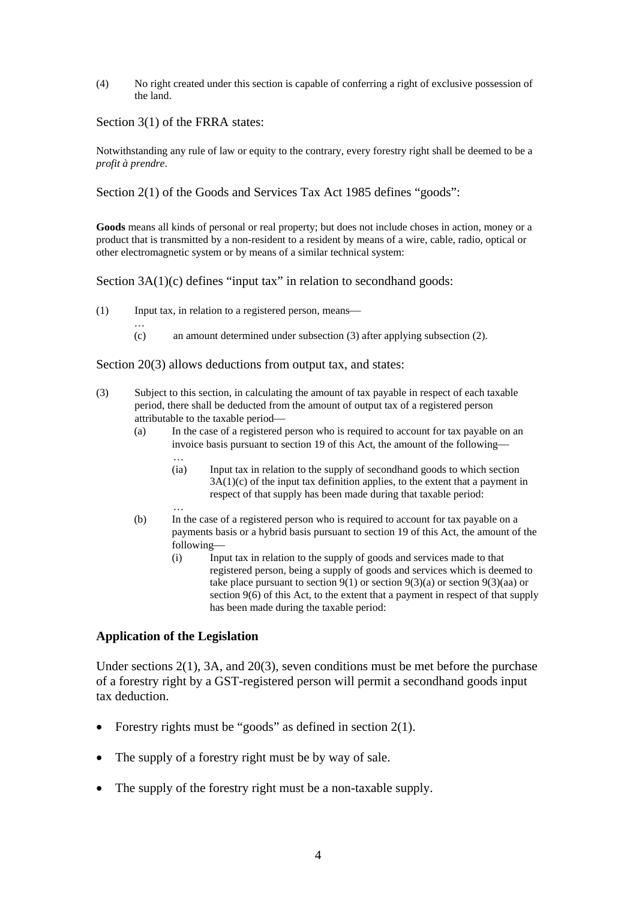(4) No right created under this section is capable of conferring a right of exclusive possession of the land.

Section 3(1) of the FRRA states:

> Notwithstanding any rule of law or equity to the contrary, every forestry right shall be deemed to be a *profit à prendre*.

Section 2(1) of the Goods and Services Tax Act 1985 defines "goods":

> **Goods** means all kinds of personal or real property; but does not include choses in action, money or a product that is transmitted by a non-resident to a resident by means of a wire, cable, radio, optical or other electromagnetic system or by means of a similar technical system:

Section 3A(1)(c) defines "input tax" in relation to secondhand goods:

> (1) Input tax, in relation to a registered person, means—
>
> …
>
> (c) an amount determined under subsection (3) after applying subsection (2).

Section 20(3) allows deductions from output tax, and states:

> (3) Subject to this section, in calculating the amount of tax payable in respect of each taxable period, there shall be deducted from the amount of output tax of a registered person attributable to the taxable period—
>
> (a) In the case of a registered person who is required to account for tax payable on an invoice basis pursuant to section 19 of this Act, the amount of the following—
>
> …
>
> (ia) Input tax in relation to the supply of secondhand goods to which section 3A(1)(c) of the input tax definition applies, to the extent that a payment in respect of that supply has been made during that taxable period:
>
> …
>
> (b) In the case of a registered person who is required to account for tax payable on a payments basis or a hybrid basis pursuant to section 19 of this Act, the amount of the following—
>
> (i) Input tax in relation to the supply of goods and services made to that registered person, being a supply of goods and services which is deemed to take place pursuant to section 9(1) or section 9(3)(a) or section 9(3)(aa) or section 9(6) of this Act, to the extent that a payment in respect of that supply has been made during the taxable period:

### Application of the Legislation

Under sections 2(1), 3A, and 20(3), seven conditions must be met before the purchase of a forestry right by a GST-registered person will permit a secondhand goods input tax deduction.

- Forestry rights must be "goods" as defined in section 2(1).
- The supply of a forestry right must be by way of sale.
- The supply of the forestry right must be a non-taxable supply.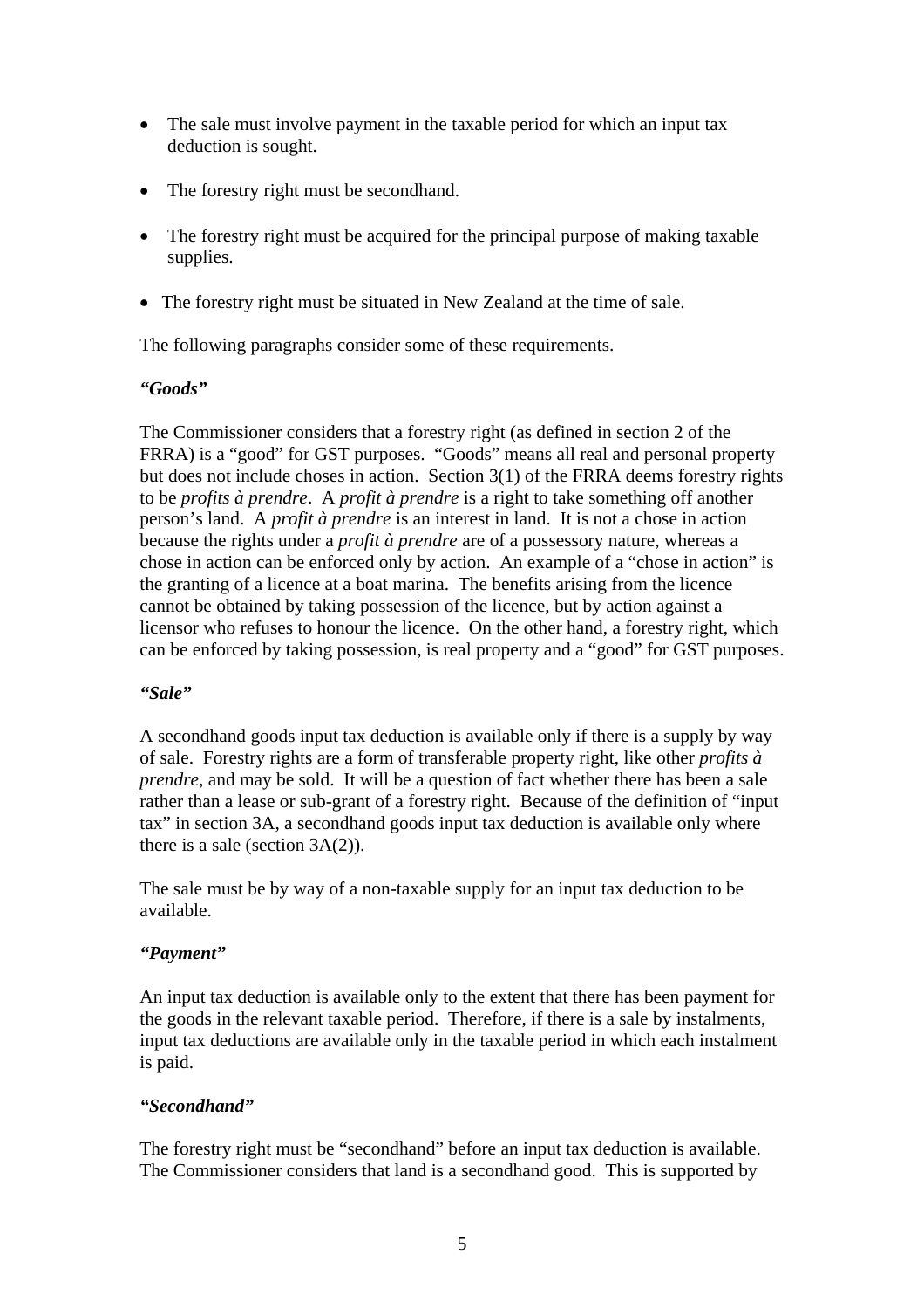- The sale must involve payment in the taxable period for which an input tax deduction is sought.
- The forestry right must be secondhand.
- The forestry right must be acquired for the principal purpose of making taxable supplies.
- The forestry right must be situated in New Zealand at the time of sale.

The following paragraphs consider some of these requirements.

***"Goods"***

The Commissioner considers that a forestry right (as defined in section 2 of the FRRA) is a "good" for GST purposes. "Goods" means all real and personal property but does not include choses in action. Section 3(1) of the FRRA deems forestry rights to be *profits à prendre*. A *profit à prendre* is a right to take something off another person's land. A *profit à prendre* is an interest in land. It is not a chose in action because the rights under a *profit à prendre* are of a possessory nature, whereas a chose in action can be enforced only by action. An example of a "chose in action" is the granting of a licence at a boat marina. The benefits arising from the licence cannot be obtained by taking possession of the licence, but by action against a licensor who refuses to honour the licence. On the other hand, a forestry right, which can be enforced by taking possession, is real property and a "good" for GST purposes.

***"Sale"***

A secondhand goods input tax deduction is available only if there is a supply by way of sale. Forestry rights are a form of transferable property right, like other *profits à prendre*, and may be sold. It will be a question of fact whether there has been a sale rather than a lease or sub-grant of a forestry right. Because of the definition of "input tax" in section 3A, a secondhand goods input tax deduction is available only where there is a sale (section 3A(2)).

The sale must be by way of a non-taxable supply for an input tax deduction to be available.

***"Payment"***

An input tax deduction is available only to the extent that there has been payment for the goods in the relevant taxable period. Therefore, if there is a sale by instalments, input tax deductions are available only in the taxable period in which each instalment is paid.

***"Secondhand"***

The forestry right must be "secondhand" before an input tax deduction is available. The Commissioner considers that land is a secondhand good. This is supported by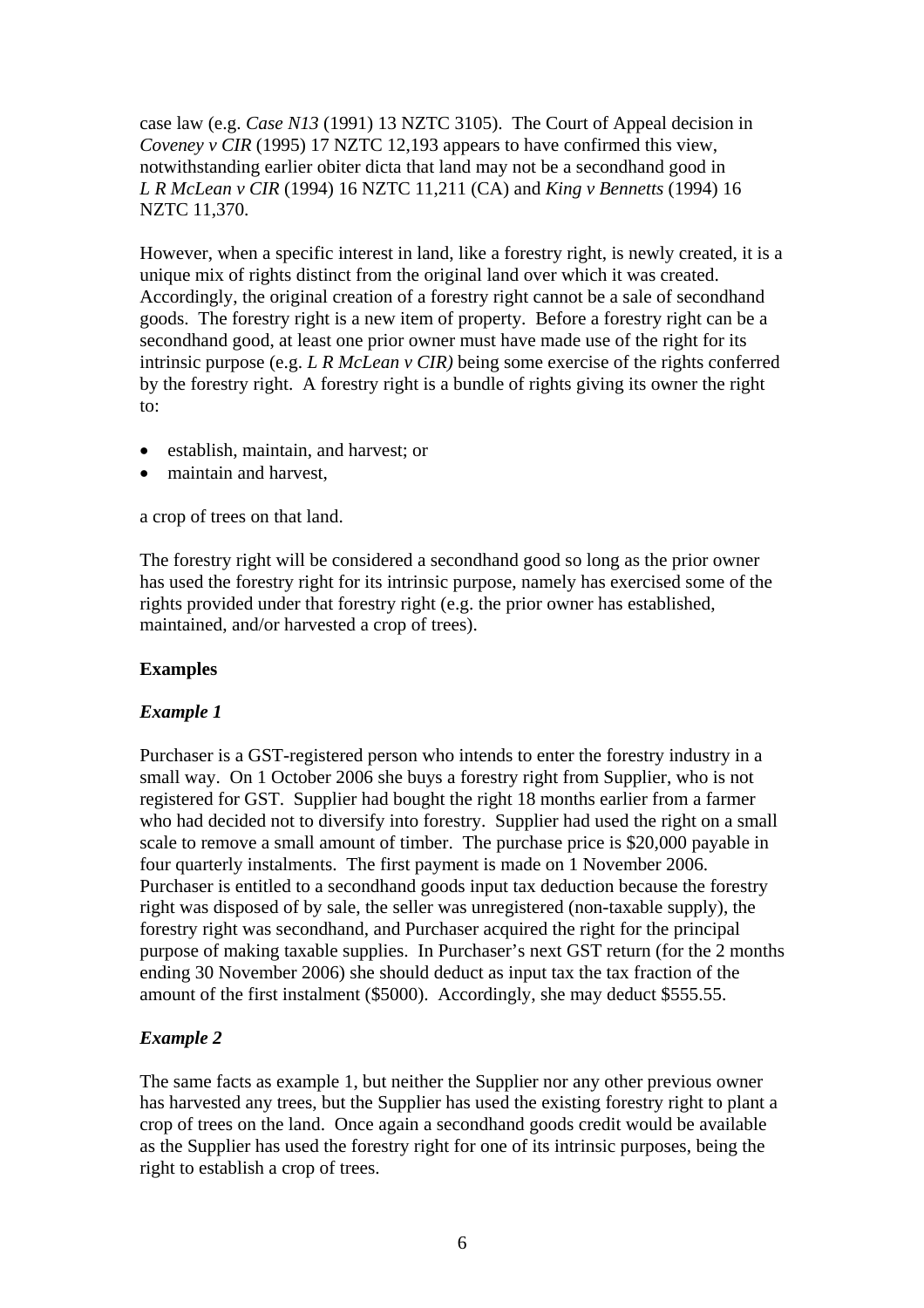case law (e.g. *Case N13* (1991) 13 NZTC 3105). The Court of Appeal decision in *Coveney v CIR* (1995) 17 NZTC 12,193 appears to have confirmed this view, notwithstanding earlier obiter dicta that land may not be a secondhand good in *L R McLean v CIR* (1994) 16 NZTC 11,211 (CA) and *King v Bennetts* (1994) 16 NZTC 11,370.

However, when a specific interest in land, like a forestry right, is newly created, it is a unique mix of rights distinct from the original land over which it was created. Accordingly, the original creation of a forestry right cannot be a sale of secondhand goods. The forestry right is a new item of property. Before a forestry right can be a secondhand good, at least one prior owner must have made use of the right for its intrinsic purpose (e.g. *L R McLean v CIR)* being some exercise of the rights conferred by the forestry right. A forestry right is a bundle of rights giving its owner the right to:

- establish, maintain, and harvest; or
- maintain and harvest,

a crop of trees on that land.

The forestry right will be considered a secondhand good so long as the prior owner has used the forestry right for its intrinsic purpose, namely has exercised some of the rights provided under that forestry right (e.g. the prior owner has established, maintained, and/or harvested a crop of trees).

**Examples**

***Example 1***

Purchaser is a GST-registered person who intends to enter the forestry industry in a small way. On 1 October 2006 she buys a forestry right from Supplier, who is not registered for GST. Supplier had bought the right 18 months earlier from a farmer who had decided not to diversify into forestry. Supplier had used the right on a small scale to remove a small amount of timber. The purchase price is $20,000 payable in four quarterly instalments. The first payment is made on 1 November 2006. Purchaser is entitled to a secondhand goods input tax deduction because the forestry right was disposed of by sale, the seller was unregistered (non-taxable supply), the forestry right was secondhand, and Purchaser acquired the right for the principal purpose of making taxable supplies. In Purchaser's next GST return (for the 2 months ending 30 November 2006) she should deduct as input tax the tax fraction of the amount of the first instalment ($5000). Accordingly, she may deduct $555.55.

***Example 2***

The same facts as example 1, but neither the Supplier nor any other previous owner has harvested any trees, but the Supplier has used the existing forestry right to plant a crop of trees on the land. Once again a secondhand goods credit would be available as the Supplier has used the forestry right for one of its intrinsic purposes, being the right to establish a crop of trees.